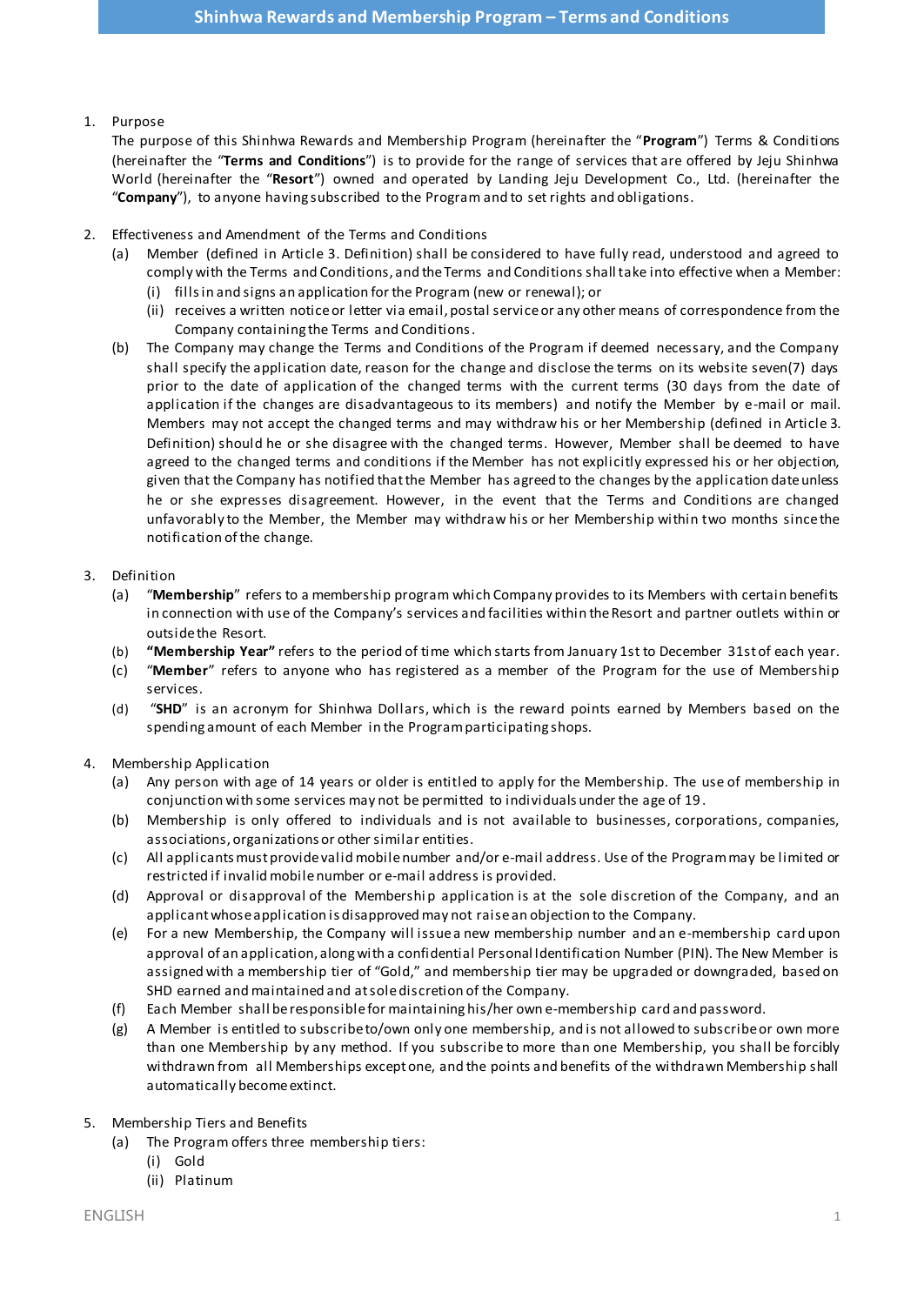# Shinhwa Rewards and Membership Program – Terms and Conditions

1. Purpose

   The purpose of this Shinhwa Rewards and Membership Program (hereinafter the "**Program**") Terms & Conditions (hereinafter the "**Terms and Conditions**") is to provide for the range of services that are offered by Jeju Shinhwa World (hereinafter the "**Resort**") owned and operated by Landing Jeju Development Co., Ltd. (hereinafter the "**Company**"), to anyone having subscribed to the Program and to set rights and obligations.

2. Effectiveness and Amendment of the Terms and Conditions
   - (a) Member (defined in Article 3. Definition) shall be considered to have fully read, understood and agreed to comply with the Terms and Conditions, and the Terms and Conditions shall take into effective when a Member:
     - (i) fills in and signs an application for the Program (new or renewal); or
     - (ii) receives a written notice or letter via email, postal service or any other means of correspondence from the Company containing the Terms and Conditions.
   - (b) The Company may change the Terms and Conditions of the Program if deemed necessary, and the Company shall specify the application date, reason for the change and disclose the terms on its website seven(7) days prior to the date of application of the changed terms with the current terms (30 days from the date of application if the changes are disadvantageous to its members) and notify the Member by e-mail or mail. Members may not accept the changed terms and may withdraw his or her Membership (defined in Article 3. Definition) should he or she disagree with the changed terms. However, Member shall be deemed to have agreed to the changed terms and conditions if the Member has not explicitly expressed his or her objection, given that the Company has notified that the Member has agreed to the changes by the application date unless he or she expresses disagreement. However, in the event that the Terms and Conditions are changed unfavorably to the Member, the Member may withdraw his or her Membership within two months since the notification of the change.

3. Definition
   - (a) "**Membership**" refers to a membership program which Company provides to its Members with certain benefits in connection with use of the Company's services and facilities within the Resort and partner outlets within or outside the Resort.
   - (b) **"Membership Year"** refers to the period of time which starts from January 1st to December 31st of each year.
   - (c) "**Member**" refers to anyone who has registered as a member of the Program for the use of Membership services.
   - (d) "**SHD**" is an acronym for Shinhwa Dollars, which is the reward points earned by Members based on the spending amount of each Member in the Program participating shops.

4. Membership Application
   - (a) Any person with age of 14 years or older is entitled to apply for the Membership. The use of membership in conjunction with some services may not be permitted to individuals under the age of 19.
   - (b) Membership is only offered to individuals and is not available to businesses, corporations, companies, associations, organizations or other similar entities.
   - (c) All applicants must provide valid mobile number and/or e-mail address. Use of the Program may be limited or restricted if invalid mobile number or e-mail address is provided.
   - (d) Approval or disapproval of the Membership application is at the sole discretion of the Company, and an applicant whose application is disapproved may not raise an objection to the Company.
   - (e) For a new Membership, the Company will issue a new membership number and an e-membership card upon approval of an application, along with a confidential Personal Identification Number (PIN). The New Member is assigned with a membership tier of "Gold," and membership tier may be upgraded or downgraded, based on SHD earned and maintained and at sole discretion of the Company.
   - (f) Each Member shall be responsible for maintaining his/her own e-membership card and password.
   - (g) A Member is entitled to subscribe to/own only one membership, and is not allowed to subscribe or own more than one Membership by any method. If you subscribe to more than one Membership, you shall be forcibly withdrawn from all Memberships except one, and the points and benefits of the withdrawn Membership shall automatically become extinct.

5. Membership Tiers and Benefits
   - (a) The Program offers three membership tiers:
     - (i) Gold
     - (ii) Platinum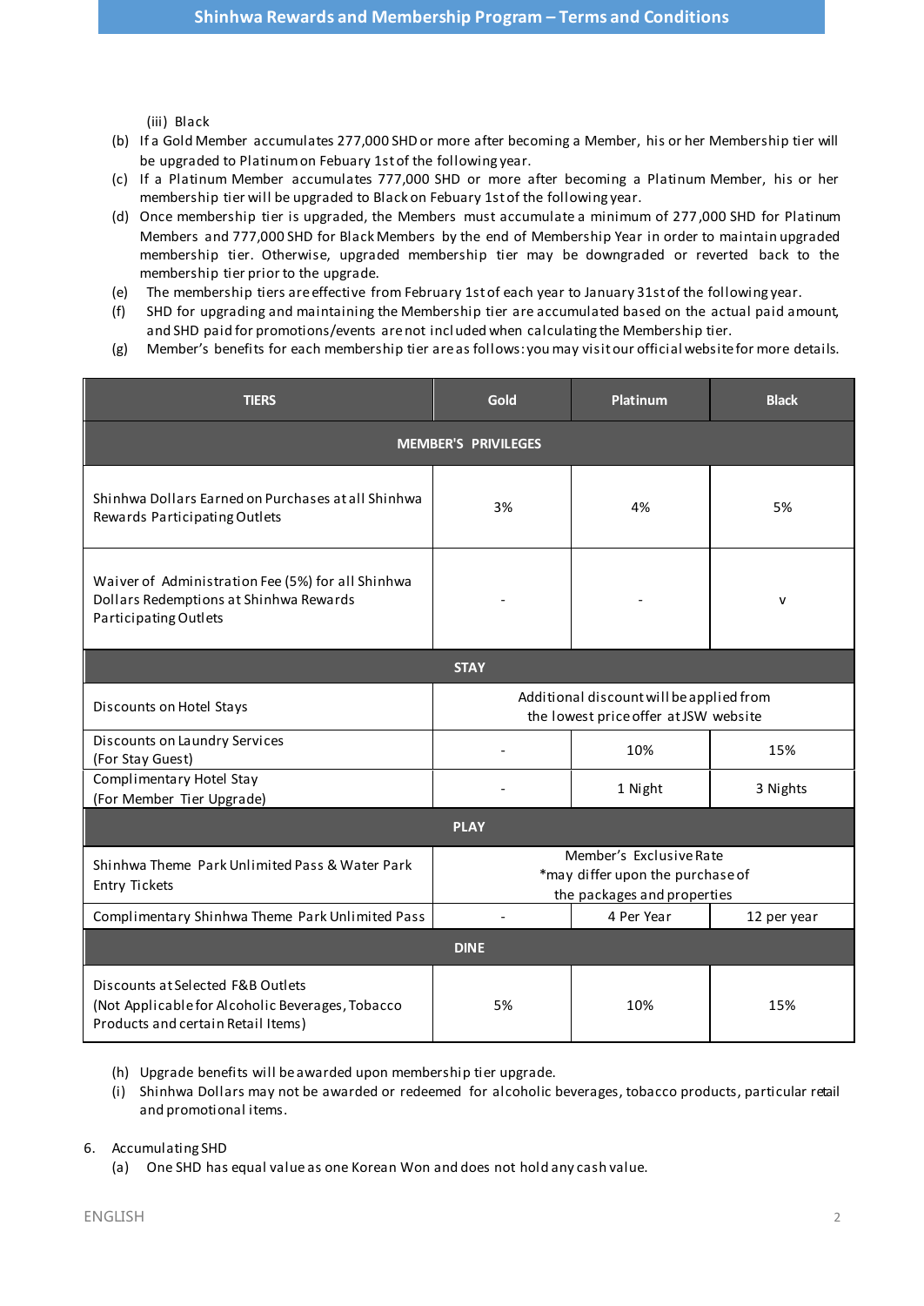(iii) Black

(b) If a Gold Member accumulates 277,000 SHD or more after becoming a Member, his or her Membership tier will be upgraded to Platinum on Febuary 1st of the following year.

(c) If a Platinum Member accumulates 777,000 SHD or more after becoming a Platinum Member, his or her membership tier will be upgraded to Black on Febuary 1st of the following year.

(d) Once membership tier is upgraded, the Members must accumulate a minimum of 277,000 SHD for Platinum Members and 777,000 SHD for Black Members by the end of Membership Year in order to maintain upgraded membership tier. Otherwise, upgraded membership tier may be downgraded or reverted back to the membership tier prior to the upgrade.

(e) The membership tiers are effective from February 1st of each year to January 31st of the following year.

(f) SHD for upgrading and maintaining the Membership tier are accumulated based on the actual paid amount, and SHD paid for promotions/events are not included when calculating the Membership tier.

(g) Member's benefits for each membership tier are as follows: you may visit our official website for more details.

| TIERS | Gold | Platinum | Black |
|---|---|---|---|
| **MEMBER'S PRIVILEGES** | | | |
| Shinhwa Dollars Earned on Purchases at all Shinhwa Rewards Participating Outlets | 3% | 4% | 5% |
| Waiver of Administration Fee (5%) for all Shinhwa Dollars Redemptions at Shinhwa Rewards Participating Outlets | - | - | v |
| **STAY** | | | |
| Discounts on Hotel Stays | Additional discount will be applied from the lowest price offer at JSW website | | |
| Discounts on Laundry Services (For Stay Guest) | - | 10% | 15% |
| Complimentary Hotel Stay (For Member Tier Upgrade) | - | 1 Night | 3 Nights |
| **PLAY** | | | |
| Shinhwa Theme Park Unlimited Pass & Water Park Entry Tickets | Member's Exclusive Rate *may differ upon the purchase of the packages and properties | | |
| Complimentary Shinhwa Theme Park Unlimited Pass | - | 4 Per Year | 12 per year |
| **DINE** | | | |
| Discounts at Selected F&B Outlets (Not Applicable for Alcoholic Beverages, Tobacco Products and certain Retail Items) | 5% | 10% | 15% |

(h) Upgrade benefits will be awarded upon membership tier upgrade.

(i) Shinhwa Dollars may not be awarded or redeemed for alcoholic beverages, tobacco products, particular retail and promotional items.

6. Accumulating SHD

(a) One SHD has equal value as one Korean Won and does not hold any cash value.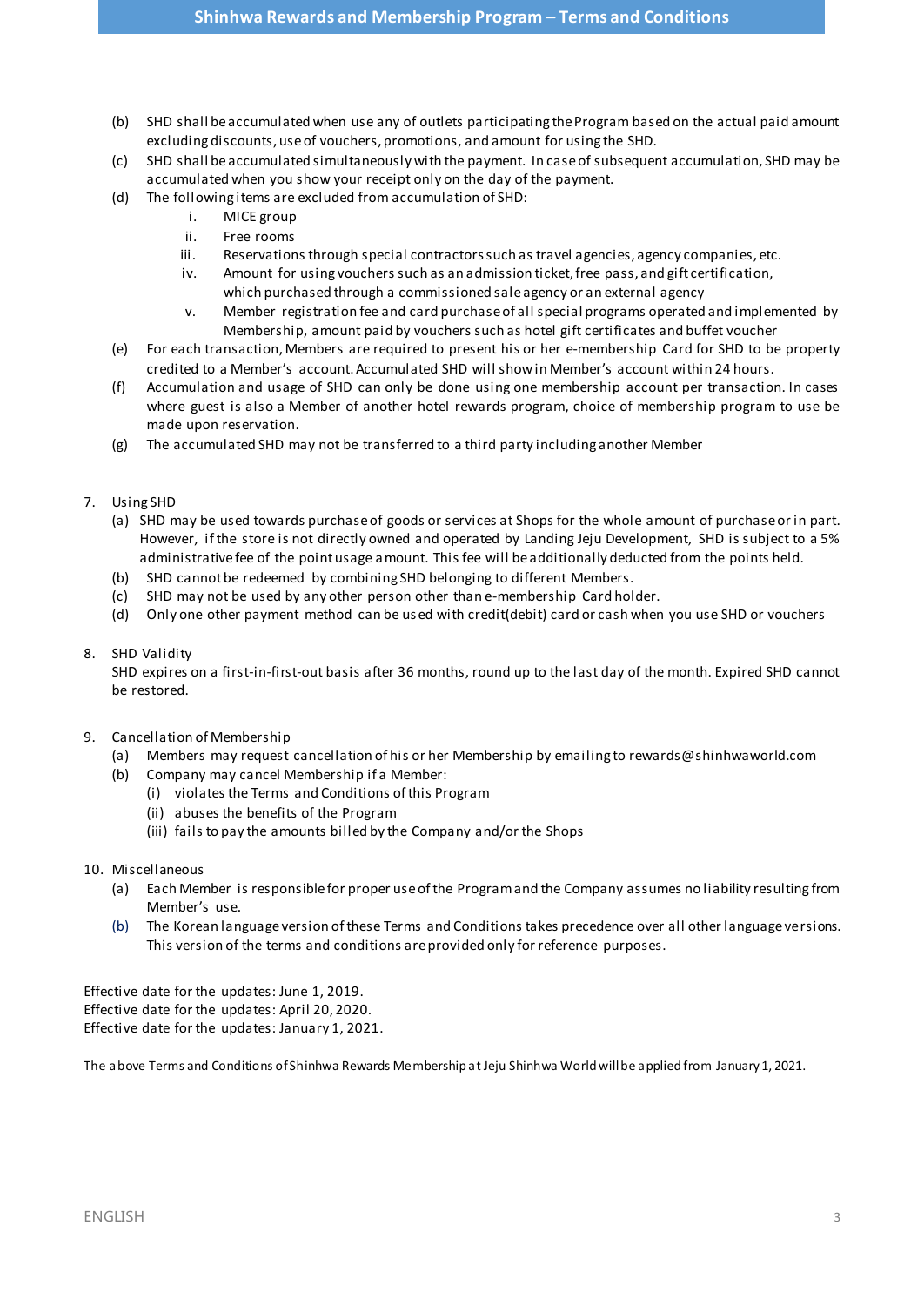(b) SHD shall be accumulated when use any of outlets participating the Program based on the actual paid amount excluding discounts, use of vouchers, promotions, and amount for using the SHD.

(c) SHD shall be accumulated simultaneously with the payment. In case of subsequent accumulation, SHD may be accumulated when you show your receipt only on the day of the payment.

(d) The following items are excluded from accumulation of SHD:

 i. MICE group

 ii. Free rooms

 iii. Reservations through special contractors such as travel agencies, agency companies, etc.

 iv. Amount for using vouchers such as an admission ticket, free pass, and gift certification, which purchased through a commissioned sale agency or an external agency

 v. Member registration fee and card purchase of all special programs operated and implemented by Membership, amount paid by vouchers such as hotel gift certificates and buffet voucher

(e) For each transaction, Members are required to present his or her e-membership Card for SHD to be property credited to a Member's account. Accumulated SHD will show in Member's account within 24 hours.

(f) Accumulation and usage of SHD can only be done using one membership account per transaction. In cases where guest is also a Member of another hotel rewards program, choice of membership program to use be made upon reservation.

(g) The accumulated SHD may not be transferred to a third party including another Member

7. Using SHD

 (a) SHD may be used towards purchase of goods or services at Shops for the whole amount of purchase or in part. However, if the store is not directly owned and operated by Landing Jeju Development, SHD is subject to a 5% administrative fee of the point usage amount. This fee will be additionally deducted from the points held.

 (b) SHD cannot be redeemed by combining SHD belonging to different Members.

 (c) SHD may not be used by any other person other than e-membership Card holder.

 (d) Only one other payment method can be used with credit(debit) card or cash when you use SHD or vouchers

8. SHD Validity

 SHD expires on a first-in-first-out basis after 36 months, round up to the last day of the month. Expired SHD cannot be restored.

9. Cancellation of Membership

 (a) Members may request cancellation of his or her Membership by emailing to rewards@shinhwaworld.com

 (b) Company may cancel Membership if a Member:

  (i) violates the Terms and Conditions of this Program

  (ii) abuses the benefits of the Program

  (iii) fails to pay the amounts billed by the Company and/or the Shops

10. Miscellaneous

 (a) Each Member is responsible for proper use of the Program and the Company assumes no liability resulting from Member's use.

 (b) The Korean language version of these Terms and Conditions takes precedence over all other language versions. This version of the terms and conditions are provided only for reference purposes.

Effective date for the updates: June 1, 2019.
Effective date for the updates: April 20, 2020.
Effective date for the updates: January 1, 2021.

The above Terms and Conditions of Shinhwa Rewards Membership at Jeju Shinhwa World will be applied from January 1, 2021.